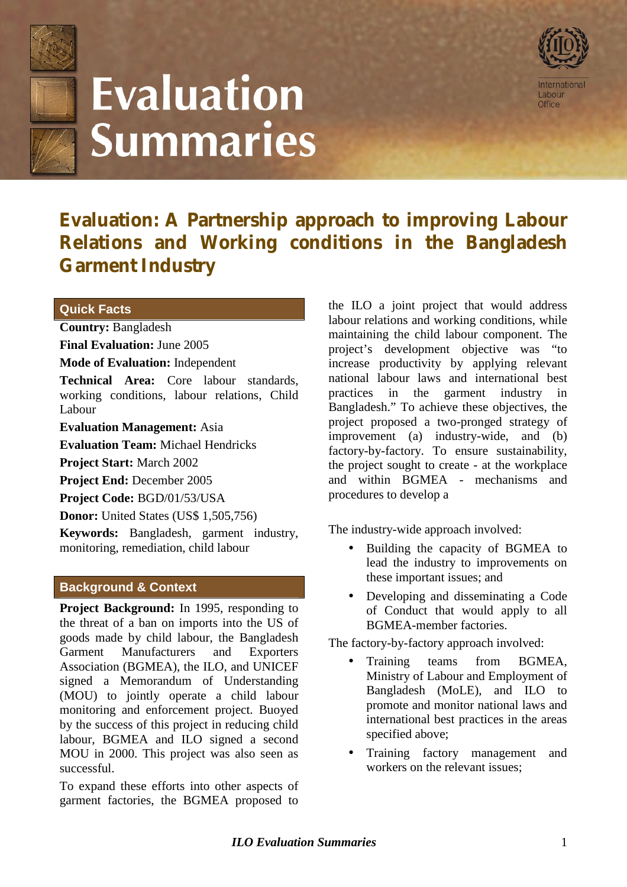# Evaluation Summaries

International Labour Office

## Evaluation: A Partnership approach to improving Labour Relations and Working conditions in the Bangladesh Garment Industry

### Quick Facts

**Country:** Bangladesh

**Final Evaluation:** June 2005

**Mode of Evaluation:** Independent

**Technical Area:** Core labour standards, working conditions, labour relations, Child Labour

**Evaluation Management:** Asia

**Evaluation Team:** Michael Hendricks

**Project Start:** March 2002

**Project End:** December 2005

**Project Code:** BGD/01/53/USA

**Donor:** United States (US$ 1,505,756)

**Keywords:** Bangladesh, garment industry, monitoring, remediation, child labour

### Background & Context

**Project Background:** In 1995, responding to the threat of a ban on imports into the US of goods made by child labour, the Bangladesh Garment Manufacturers and Exporters Association (BGMEA), the ILO, and UNICEF signed a Memorandum of Understanding (MOU) to jointly operate a child labour monitoring and enforcement project. Buoyed by the success of this project in reducing child labour, BGMEA and ILO signed a second MOU in 2000. This project was also seen as successful.

To expand these efforts into other aspects of garment factories, the BGMEA proposed to the ILO a joint project that would address labour relations and working conditions, while maintaining the child labour component. The project's development objective was "to increase productivity by applying relevant national labour laws and international best practices in the garment industry in Bangladesh." To achieve these objectives, the project proposed a two-pronged strategy of improvement (a) industry-wide, and (b) factory-by-factory. To ensure sustainability, the project sought to create - at the workplace and within BGMEA - mechanisms and procedures to develop a

The industry-wide approach involved:

- Building the capacity of BGMEA to lead the industry to improvements on these important issues; and
- Developing and disseminating a Code of Conduct that would apply to all BGMEA-member factories.

The factory-by-factory approach involved:

- Training teams from BGMEA, Ministry of Labour and Employment of Bangladesh (MoLE), and ILO to promote and monitor national laws and international best practices in the areas specified above;
- Training factory management and workers on the relevant issues;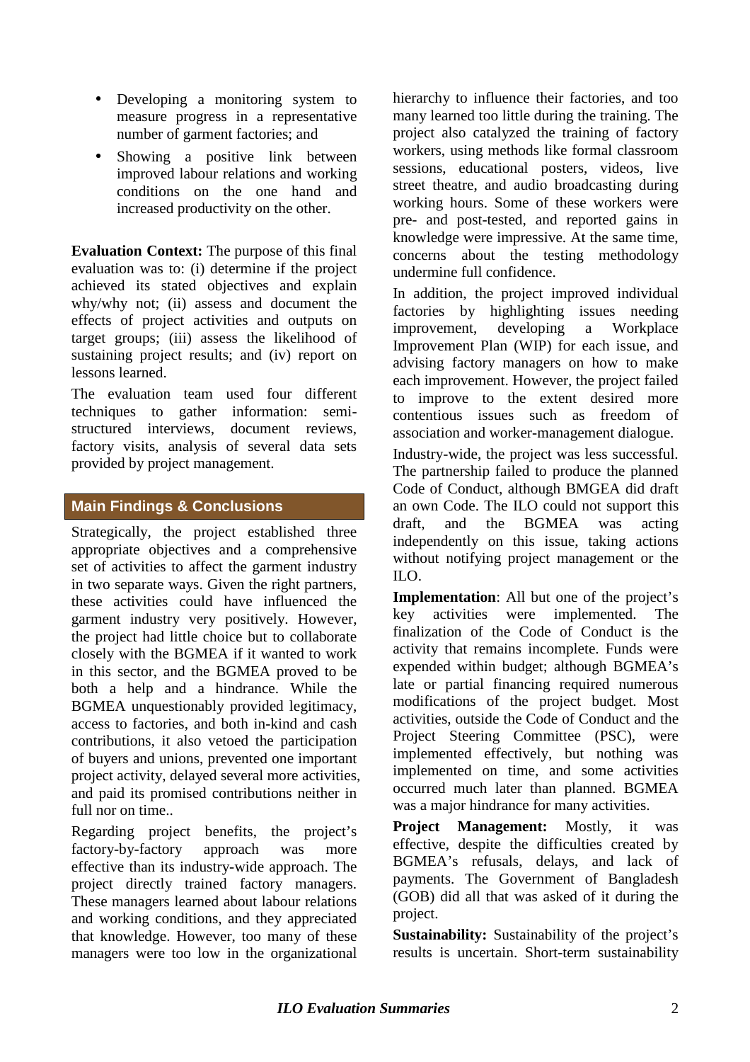- Developing a monitoring system to measure progress in a representative number of garment factories; and
- Showing a positive link between improved labour relations and working conditions on the one hand and increased productivity on the other.

**Evaluation Context:** The purpose of this final evaluation was to: (i) determine if the project achieved its stated objectives and explain why/why not; (ii) assess and document the effects of project activities and outputs on target groups; (iii) assess the likelihood of sustaining project results; and (iv) report on lessons learned.

The evaluation team used four different techniques to gather information: semi-structured interviews, document reviews, factory visits, analysis of several data sets provided by project management.

## Main Findings & Conclusions

Strategically, the project established three appropriate objectives and a comprehensive set of activities to affect the garment industry in two separate ways. Given the right partners, these activities could have influenced the garment industry very positively. However, the project had little choice but to collaborate closely with the BGMEA if it wanted to work in this sector, and the BGMEA proved to be both a help and a hindrance. While the BGMEA unquestionably provided legitimacy, access to factories, and both in-kind and cash contributions, it also vetoed the participation of buyers and unions, prevented one important project activity, delayed several more activities, and paid its promised contributions neither in full nor on time..

Regarding project benefits, the project's factory-by-factory approach was more effective than its industry-wide approach. The project directly trained factory managers. These managers learned about labour relations and working conditions, and they appreciated that knowledge. However, too many of these managers were too low in the organizational hierarchy to influence their factories, and too many learned too little during the training. The project also catalyzed the training of factory workers, using methods like formal classroom sessions, educational posters, videos, live street theatre, and audio broadcasting during working hours. Some of these workers were pre- and post-tested, and reported gains in knowledge were impressive. At the same time, concerns about the testing methodology undermine full confidence.

In addition, the project improved individual factories by highlighting issues needing improvement, developing a Workplace Improvement Plan (WIP) for each issue, and advising factory managers on how to make each improvement. However, the project failed to improve to the extent desired more contentious issues such as freedom of association and worker-management dialogue.

Industry-wide, the project was less successful. The partnership failed to produce the planned Code of Conduct, although BMGEA did draft an own Code. The ILO could not support this draft, and the BGMEA was acting independently on this issue, taking actions without notifying project management or the ILO.

**Implementation**: All but one of the project's key activities were implemented. The finalization of the Code of Conduct is the activity that remains incomplete. Funds were expended within budget; although BGMEA's late or partial financing required numerous modifications of the project budget. Most activities, outside the Code of Conduct and the Project Steering Committee (PSC), were implemented effectively, but nothing was implemented on time, and some activities occurred much later than planned. BGMEA was a major hindrance for many activities.

**Project Management:** Mostly, it was effective, despite the difficulties created by BGMEA's refusals, delays, and lack of payments. The Government of Bangladesh (GOB) did all that was asked of it during the project.

**Sustainability:** Sustainability of the project's results is uncertain. Short-term sustainability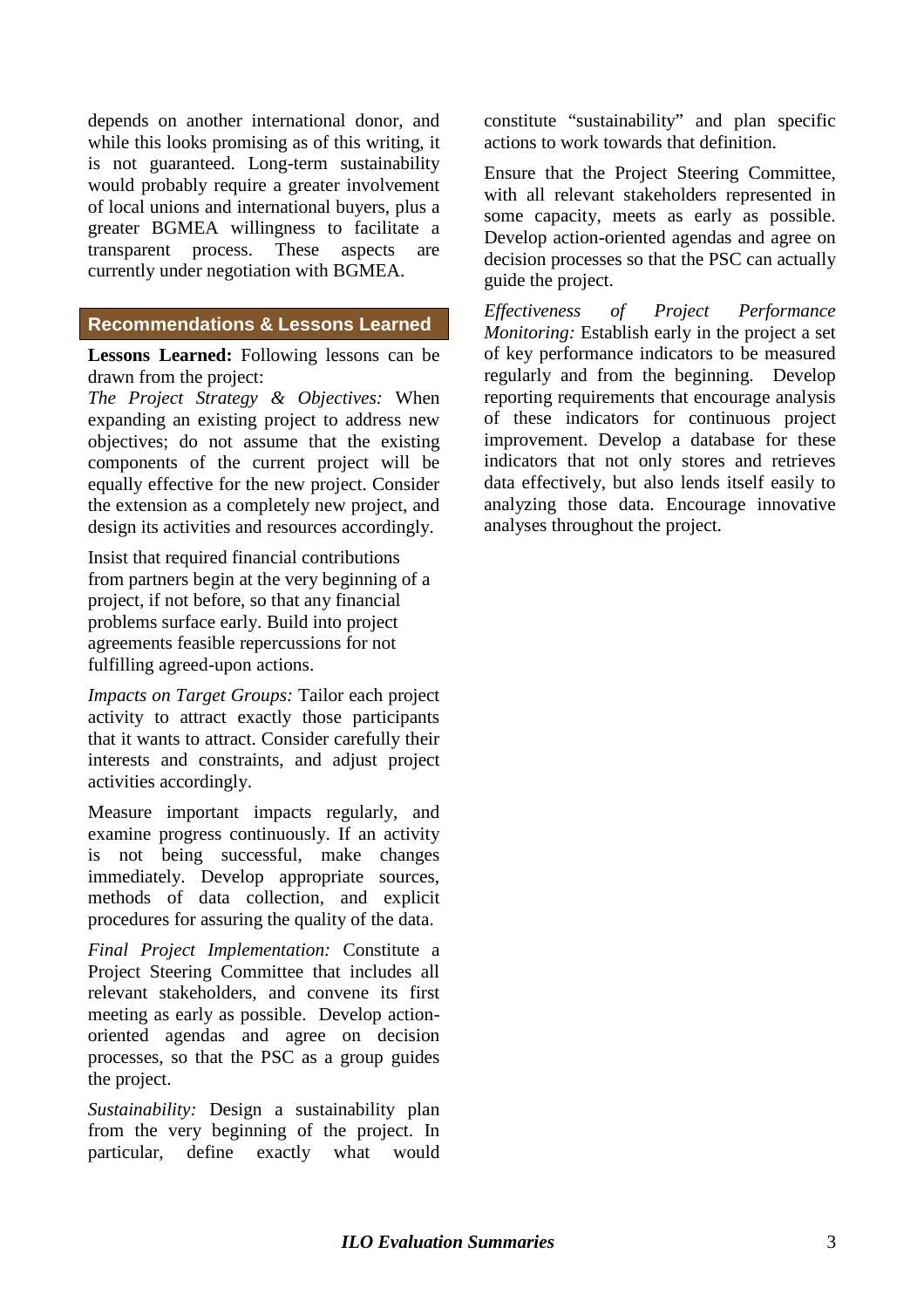depends on another international donor, and while this looks promising as of this writing, it is not guaranteed. Long-term sustainability would probably require a greater involvement of local unions and international buyers, plus a greater BGMEA willingness to facilitate a transparent process. These aspects are currently under negotiation with BGMEA.

## Recommendations & Lessons Learned

**Lessons Learned:** Following lessons can be drawn from the project:

*The Project Strategy & Objectives:* When expanding an existing project to address new objectives; do not assume that the existing components of the current project will be equally effective for the new project. Consider the extension as a completely new project, and design its activities and resources accordingly.

Insist that required financial contributions from partners begin at the very beginning of a project, if not before, so that any financial problems surface early. Build into project agreements feasible repercussions for not fulfilling agreed-upon actions.

*Impacts on Target Groups:* Tailor each project activity to attract exactly those participants that it wants to attract. Consider carefully their interests and constraints, and adjust project activities accordingly.

Measure important impacts regularly, and examine progress continuously. If an activity is not being successful, make changes immediately. Develop appropriate sources, methods of data collection, and explicit procedures for assuring the quality of the data.

*Final Project Implementation:* Constitute a Project Steering Committee that includes all relevant stakeholders, and convene its first meeting as early as possible. Develop action-oriented agendas and agree on decision processes, so that the PSC as a group guides the project.

*Sustainability:* Design a sustainability plan from the very beginning of the project. In particular, define exactly what would constitute "sustainability" and plan specific actions to work towards that definition.

Ensure that the Project Steering Committee, with all relevant stakeholders represented in some capacity, meets as early as possible. Develop action-oriented agendas and agree on decision processes so that the PSC can actually guide the project.

*Effectiveness of Project Performance Monitoring:* Establish early in the project a set of key performance indicators to be measured regularly and from the beginning. Develop reporting requirements that encourage analysis of these indicators for continuous project improvement. Develop a database for these indicators that not only stores and retrieves data effectively, but also lends itself easily to analyzing those data. Encourage innovative analyses throughout the project.